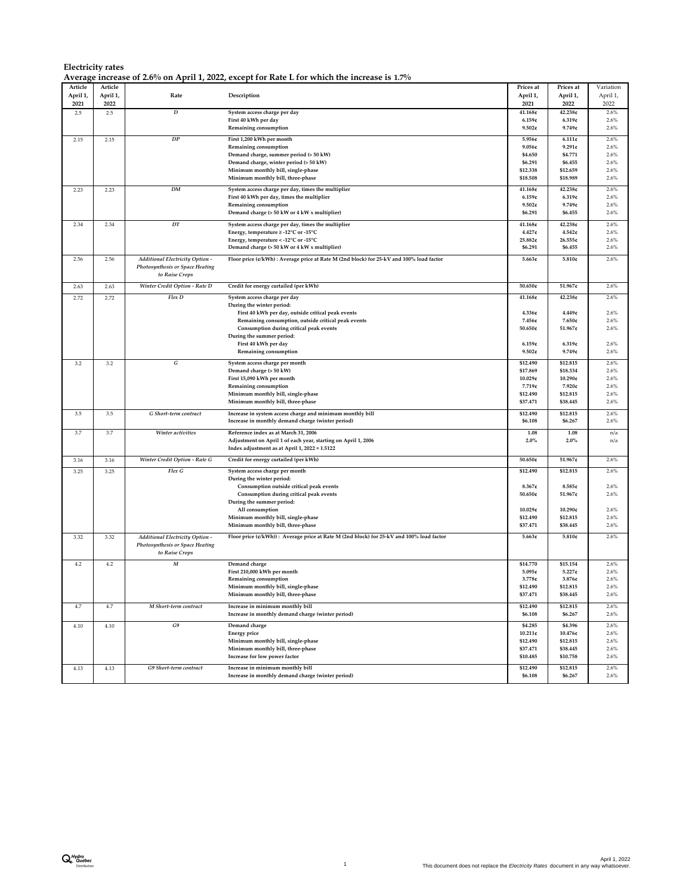**Electricity rates**

**Average increase of 2.6% on April 1, 2022, except for Rate L for which the increase is 1.7%**

| Article April 1, 2021 | Article April 1, 2022 | Rate | Description | Prices at April 1, 2021 | Prices at April 1, 2022 | Variation April 1, 2022 |
|---|---|---|---|---|---|---|
| 2.5 | 2.5 | *D* | System access charge per day | 41.168¢ | 42.238¢ | 2.6% |
| | | | First 40 kWh per day | 6.159¢ | 6.319¢ | 2.6% |
| | | | Remaining consumption | 9.502¢ | 9.749¢ | 2.6% |
| 2.15 | 2.15 | *DP* | First 1,200 kWh per month | 5.956¢ | 6.111¢ | 2.6% |
| | | | Remaining consumption | 9.056¢ | 9.291¢ | 2.6% |
| | | | Demand charge, summer period (> 50 kW) | $4.650 | $4.771 | 2.6% |
| | | | Demand charge, winter period (> 50 kW) | $6.291 | $6.455 | 2.6% |
| | | | Minimum monthly bill, single-phase | $12.338 | $12.659 | 2.6% |
| | | | Minimum monthly bill, three-phase | $18.508 | $18.989 | 2.6% |
| 2.23 | 2.23 | *DM* | System access charge per day, times the multiplier | 41.168¢ | 42.238¢ | 2.6% |
| | | | First 40 kWh per day, times the multiplier | 6.159¢ | 6.319¢ | 2.6% |
| | | | Remaining consumption | 9.502¢ | 9.749¢ | 2.6% |
| | | | Demand charge (> 50 kW or 4 kW x multiplier) | $6.291 | $6.455 | 2.6% |
| 2.34 | 2.34 | *DT* | System access charge per day, times the multiplier | 41.168¢ | 42.238¢ | 2.6% |
| | | | Energy, temperature ≥ -12°C or -15°C | 4.427¢ | 4.542¢ | 2.6% |
| | | | Energy, temperature < -12°C or -15°C | 25.882¢ | 26.555¢ | 2.6% |
| | | | Demand charge (> 50 kW or 4 kW x multiplier) | $6.291 | $6.455 | 2.6% |
| 2.56 | 2.56 | *Additional Electricity Option - Photosynthesis or Space Heating to Raise Crops* | Floor price (¢/kWh) : Average price at Rate M (2nd block) for 25-kV and 100% load factor | 5.663¢ | 5.810¢ | 2.6% |
| 2.63 | 2.63 | *Winter Credit Option - Rate D* | Credit for energy curtailed (per kWh) | 50.650¢ | 51.967¢ | 2.6% |
| 2.72 | 2.72 | *Flex D* | System access charge per day | 41.168¢ | 42.238¢ | 2.6% |
| | | | During the winter period: | | | |
| | | | First 40 kWh per day, outside critical peak events | 4.336¢ | 4.449¢ | 2.6% |
| | | | Remaining consumption, outside critical peak events | 7.456¢ | 7.650¢ | 2.6% |
| | | | Consumption during critical peak events | 50.650¢ | 51.967¢ | 2.6% |
| | | | During the summer period: | | | |
| | | | First 40 kWh per day | 6.159¢ | 6.319¢ | 2.6% |
| | | | Remaining consumption | 9.502¢ | 9.749¢ | 2.6% |
| 3.2 | 3.2 | *G* | System access charge per month | $12.490 | $12.815 | 2.6% |
| | | | Demand charge (> 50 kW) | $17.869 | $18.334 | 2.6% |
| | | | First 15,090 kWh per month | 10.029¢ | 10.290¢ | 2.6% |
| | | | Remaining consumption | 7.719¢ | 7.920¢ | 2.6% |
| | | | Minimum monthly bill, single-phase | $12.490 | $12.815 | 2.6% |
| | | | Minimum monthly bill, three-phase | $37.471 | $38.445 | 2.6% |
| 3.5 | 3.5 | *G Short-term contract* | Increase in system access charge and minimum monthly bill | $12.490 | $12.815 | 2.6% |
| | | | Increase in monthly demand charge (winter period) | $6.108 | $6.267 | 2.6% |
| 3.7 | 3.7 | *Winter activities* | Reference index as at March 31, 2006 | 1.08 | 1.08 | n/a |
| | | | Adjustment on April 1 of each year, starting on April 1, 2006 | 2.0% | 2.0% | n/a |
| | | | Index adjustment as at April 1, 2022 = 1.5122 | | | |
| 3.16 | 3.16 | *Winter Credit Option - Rate G* | Credit for energy curtailed (per kWh) | 50.650¢ | 51.967¢ | 2.6% |
| 3.25 | 3.25 | *Flex G* | System access charge per month | $12.490 | $12.815 | 2.6% |
| | | | During the winter period: | | | |
| | | | Consumption outside critical peak events | 8.367¢ | 8.585¢ | 2.6% |
| | | | Consumption during critical peak events | 50.650¢ | 51.967¢ | 2.6% |
| | | | During the summer period: | | | |
| | | | All consumption | 10.029¢ | 10.290¢ | 2.6% |
| | | | Minimum monthly bill, single-phase | $12.490 | $12.815 | 2.6% |
| | | | Minimum monthly bill, three-phase | $37.471 | $38.445 | 2.6% |
| 3.32 | 3.32 | *Additional Electricity Option - Photosynthesis or Space Heating to Raise Crops* | Floor price (¢/kWh)) : Average price at Rate M (2nd block) for 25-kV and 100% load factor | 5.663¢ | 5.810¢ | 2.6% |
| 4.2 | 4.2 | *M* | Demand charge | $14.770 | $15.154 | 2.6% |
| | | | First 210,000 kWh per month | 5.095¢ | 5.227¢ | 2.6% |
| | | | Remaining consumption | 3.778¢ | 3.876¢ | 2.6% |
| | | | Minimum monthly bill, single-phase | $12.490 | $12.815 | 2.6% |
| | | | Minimum monthly bill, three-phase | $37.471 | $38.445 | 2.6% |
| 4.7 | 4.7 | *M Short-term contract* | Increase in minimum monthly bill | $12.490 | $12.815 | 2.6% |
| | | | Increase in monthly demand charge (winter period) | $6.108 | $6.267 | 2.6% |
| 4.10 | 4.10 | *G9* | Demand charge | $4.285 | $4.396 | 2.6% |
| | | | Energy price | 10.211¢ | 10.476¢ | 2.6% |
| | | | Minimum monthly bill, single-phase | $12.490 | $12.815 | 2.6% |
| | | | Minimum monthly bill, three-phase | $37.471 | $38.445 | 2.6% |
| | | | Increase for low power factor | $10.485 | $10.758 | 2.6% |
| 4.13 | 4.13 | *G9 Short-term contract* | Increase in minimum monthly bill | $12.490 | $12.815 | 2.6% |
| | | | Increase in monthly demand charge (winter period) | $6.108 | $6.267 | 2.6% |

April 1, 2022
This document does not replace the *Electricity Rates* document in any way whatsoever.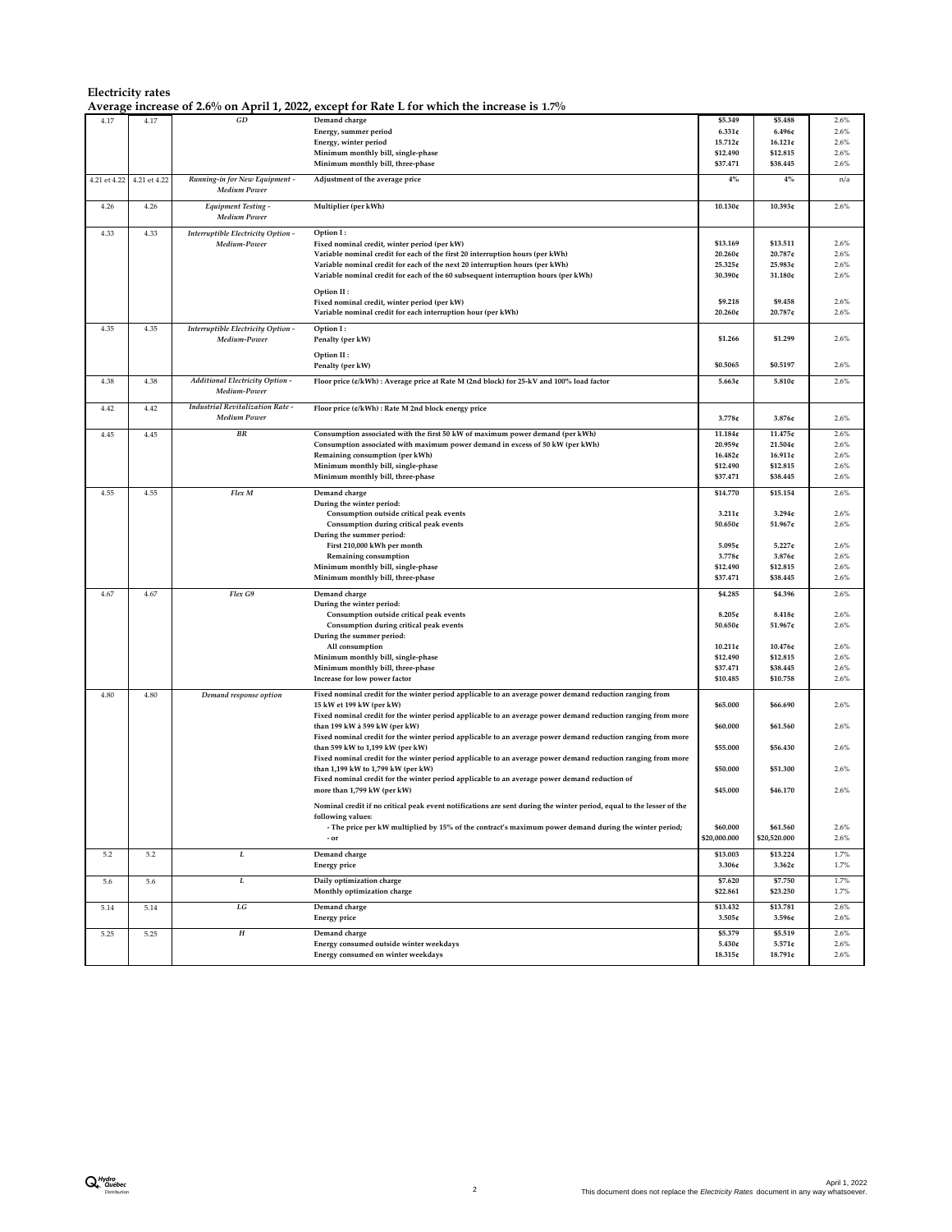**Electricity rates**

**Average increase of 2.6% on April 1, 2022, except for Rate L for which the increase is 1.7%**

| | | | | | | |
|---|---|---|---|---|---|---|
| 4.17 | 4.17 | *GD* | Demand charge | $5.349 | $5.488 | 2.6% |
| | | | Energy, summer period | 6.331¢ | 6.496¢ | 2.6% |
| | | | Energy, winter period | 15.712¢ | 16.121¢ | 2.6% |
| | | | Minimum monthly bill, single-phase | $12.490 | $12.815 | 2.6% |
| | | | Minimum monthly bill, three-phase | $37.471 | $38.445 | 2.6% |
| 4.21 et 4.22 | 4.21 et 4.22 | *Running-in for New Equipment - Medium Power* | Adjustment of the average price | 4% | 4% | n/a |
| 4.26 | 4.26 | *Equipment Testing - Medium Power* | Multiplier (per kWh) | 10.130¢ | 10.393¢ | 2.6% |
| 4.33 | 4.33 | *Interruptible Electricity Option - Medium-Power* | Option I : | | | |
| | | | Fixed nominal credit, winter period (per kW) | $13.169 | $13.511 | 2.6% |
| | | | Variable nominal credit for each of the first 20 interruption hours (per kWh) | 20.260¢ | 20.787¢ | 2.6% |
| | | | Variable nominal credit for each of the next 20 interruption hours (per kWh) | 25.325¢ | 25.983¢ | 2.6% |
| | | | Variable nominal credit for each of the 60 subsequent interruption hours (per kWh) | 30.390¢ | 31.180¢ | 2.6% |
| | | | Option II : | | | |
| | | | Fixed nominal credit, winter period (per kW) | $9.218 | $9.458 | 2.6% |
| | | | Variable nominal credit for each interruption hour (per kWh) | 20.260¢ | 20.787¢ | 2.6% |
| 4.35 | 4.35 | *Interruptible Electricity Option - Medium-Power* | Option I : | | | |
| | | | Penalty (per kW) | $1.266 | $1.299 | 2.6% |
| | | | Option II : | | | |
| | | | Penalty (per kW) | $0.5065 | $0.5197 | 2.6% |
| 4.38 | 4.38 | *Additional Electricity Option - Medium-Power* | Floor price (¢/kWh) : Average price at Rate M (2nd block) for 25-kV and 100% load factor | 5.663¢ | 5.810¢ | 2.6% |
| 4.42 | 4.42 | *Industrial Revitalization Rate - Medium Power* | Floor price (¢/kWh) : Rate M 2nd block energy price | 3.778¢ | 3.876¢ | 2.6% |
| 4.45 | 4.45 | *BR* | Consumption associated with the first 50 kW of maximum power demand (per kWh) | 11.184¢ | 11.475¢ | 2.6% |
| | | | Consumption associated with maximum power demand in excess of 50 kW (per kWh) | 20.959¢ | 21.504¢ | 2.6% |
| | | | Remaining consumption (per kWh) | 16.482¢ | 16.911¢ | 2.6% |
| | | | Minimum monthly bill, single-phase | $12.490 | $12.815 | 2.6% |
| | | | Minimum monthly bill, three-phase | $37.471 | $38.445 | 2.6% |
| 4.55 | 4.55 | *Flex M* | Demand charge | $14.770 | $15.154 | 2.6% |
| | | | During the winter period: | | | |
| | | | Consumption outside critical peak events | 3.211¢ | 3.294¢ | 2.6% |
| | | | Consumption during critical peak events | 50.650¢ | 51.967¢ | 2.6% |
| | | | During the summer period: | | | |
| | | | First 210,000 kWh per month | 5.095¢ | 5.227¢ | 2.6% |
| | | | Remaining consumption | 3.778¢ | 3.876¢ | 2.6% |
| | | | Minimum monthly bill, single-phase | $12.490 | $12.815 | 2.6% |
| | | | Minimum monthly bill, three-phase | $37.471 | $38.445 | 2.6% |
| 4.67 | 4.67 | *Flex G9* | Demand charge | $4.285 | $4.396 | 2.6% |
| | | | During the winter period: | | | |
| | | | Consumption outside critical peak events | 8.205¢ | 8.418¢ | 2.6% |
| | | | Consumption during critical peak events | 50.650¢ | 51.967¢ | 2.6% |
| | | | During the summer period: | | | |
| | | | All consumption | 10.211¢ | 10.476¢ | 2.6% |
| | | | Minimum monthly bill, single-phase | $12.490 | $12.815 | 2.6% |
| | | | Minimum monthly bill, three-phase | $37.471 | $38.445 | 2.6% |
| | | | Increase for low power factor | $10.485 | $10.758 | 2.6% |
| 4.80 | 4.80 | *Demand response option* | Fixed nominal credit for the winter period applicable to an average power demand reduction ranging from 15 kW et 199 kW (per kW) | $65.000 | $66.690 | 2.6% |
| | | | Fixed nominal credit for the winter period applicable to an average power demand reduction ranging from more than 199 kW à 599 kW (per kW) | $60.000 | $61.560 | 2.6% |
| | | | Fixed nominal credit for the winter period applicable to an average power demand reduction ranging from more than 599 kW to 1,199 kW (per kW) | $55.000 | $56.430 | 2.6% |
| | | | Fixed nominal credit for the winter period applicable to an average power demand reduction ranging from more than 1,199 kW to 1,799 kW (per kW) | $50.000 | $51.300 | 2.6% |
| | | | Fixed nominal credit for the winter period applicable to an average power demand reduction of more than 1,799 kW (per kW) | $45.000 | $46.170 | 2.6% |
| | | | Nominal credit if no critical peak event notifications are sent during the winter period, equal to the lesser of the following values: | | | |
| | | | - The price per kW multiplied by 15% of the contract's maximum power demand during the winter period; | $60.000 | $61.560 | 2.6% |
| | | | - or | $20,000.000 | $20,520.000 | 2.6% |
| 5.2 | 5.2 | *L* | Demand charge | $13.003 | $13.224 | 1.7% |
| | | | Energy price | 3.306¢ | 3.362¢ | 1.7% |
| 5.6 | 5.6 | *L* | Daily optimization charge | $7.620 | $7.750 | 1.7% |
| | | | Monthly optimization charge | $22.861 | $23.250 | 1.7% |
| 5.14 | 5.14 | *LG* | Demand charge | $13.432 | $13.781 | 2.6% |
| | | | Energy price | 3.505¢ | 3.596¢ | 2.6% |
| 5.25 | 5.25 | *H* | Demand charge | $5.379 | $5.519 | 2.6% |
| | | | Energy consumed outside winter weekdays | 5.430¢ | 5.571¢ | 2.6% |
| | | | Energy consumed on winter weekdays | 18.315¢ | 18.791¢ | 2.6% |

This document does not replace the *Electricity Rates* document in any way whatsoever.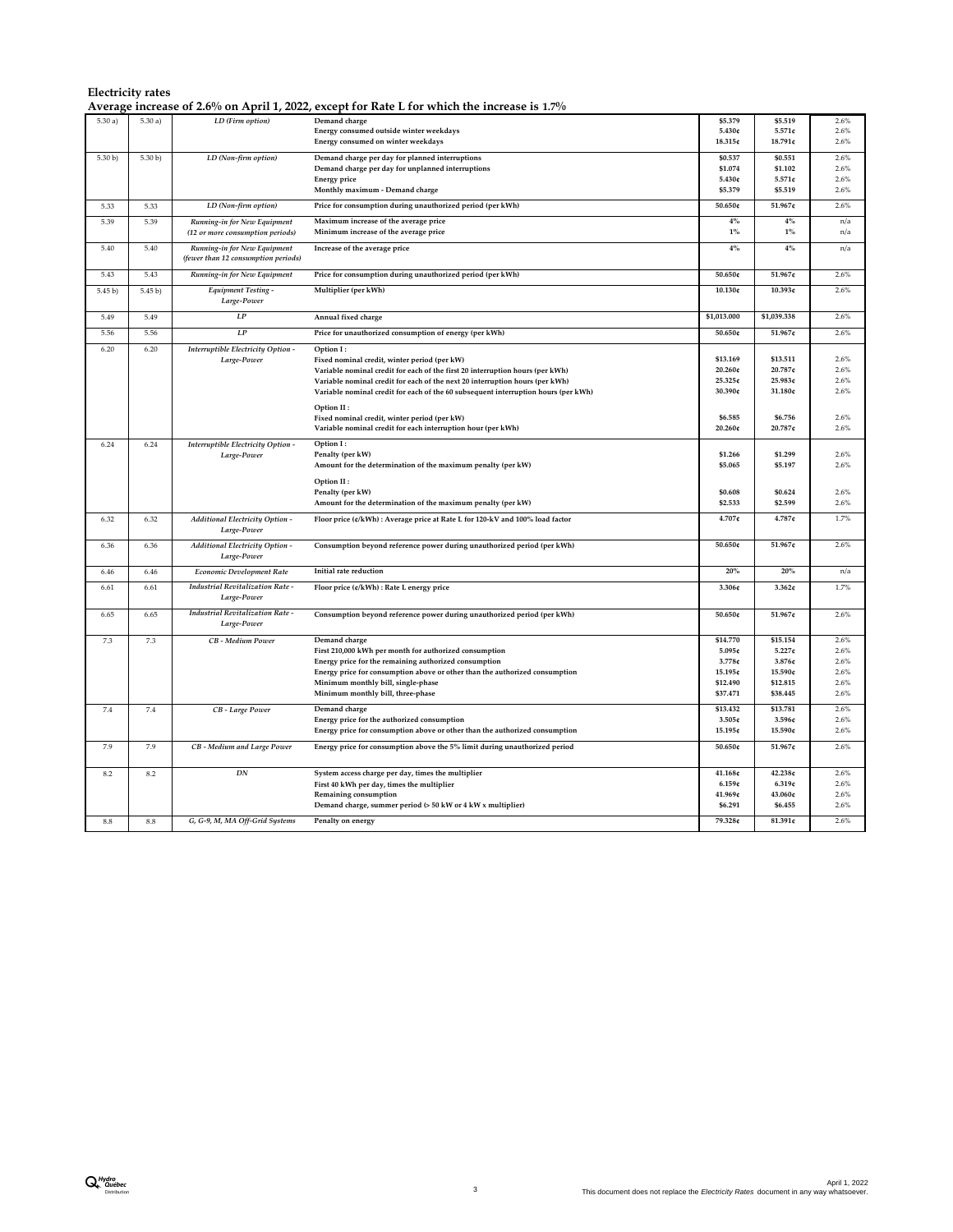**Electricity rates**

**Average increase of 2.6% on April 1, 2022, except for Rate L for which the increase is 1.7%**

| | | | | | | |
|---|---|---|---|---|---|---|
| 5.30 a) | 5.30 a) | *LD (Firm option)* | **Demand charge** | **$5.379** | **$5.519** | 2.6% |
| | | | **Energy consumed outside winter weekdays** | **5.430¢** | **5.571¢** | 2.6% |
| | | | **Energy consumed on winter weekdays** | **18.315¢** | **18.791¢** | 2.6% |
| 5.30 b) | 5.30 b) | *LD (Non-firm option)* | **Demand charge per day for planned interruptions** | **$0.537** | **$0.551** | 2.6% |
| | | | **Demand charge per day for unplanned interruptions** | **$1.074** | **$1.102** | 2.6% |
| | | | **Energy price** | **5.430¢** | **5.571¢** | 2.6% |
| | | | **Monthly maximum - Demand charge** | **$5.379** | **$5.519** | 2.6% |
| 5.33 | 5.33 | *LD (Non-firm option)* | **Price for consumption during unauthorized period (per kWh)** | **50.650¢** | **51.967¢** | 2.6% |
| 5.39 | 5.39 | *Running-in for New Equipment (12 or more consumption periods)* | **Maximum increase of the average price** | **4%** | **4%** | n/a |
| | | | **Minimum increase of the average price** | **1%** | **1%** | n/a |
| 5.40 | 5.40 | *Running-in for New Equipment (fewer than 12 consumption periods)* | **Increase of the average price** | **4%** | **4%** | n/a |
| 5.43 | 5.43 | *Running-in for New Equipment* | **Price for consumption during unauthorized period (per kWh)** | **50.650¢** | **51.967¢** | 2.6% |
| 5.45 b) | 5.45 b) | *Equipment Testing - Large-Power* | **Multiplier (per kWh)** | **10.130¢** | **10.393¢** | 2.6% |
| 5.49 | 5.49 | *LP* | **Annual fixed charge** | **$1,013.000** | **$1,039.338** | 2.6% |
| 5.56 | 5.56 | *LP* | **Price for unauthorized consumption of energy (per kWh)** | **50.650¢** | **51.967¢** | 2.6% |
| 6.20 | 6.20 | *Interruptible Electricity Option - Large-Power* | **Option I :** | | | |
| | | | **Fixed nominal credit, winter period (per kW)** | **$13.169** | **$13.511** | 2.6% |
| | | | **Variable nominal credit for each of the first 20 interruption hours (per kWh)** | **20.260¢** | **20.787¢** | 2.6% |
| | | | **Variable nominal credit for each of the next 20 interruption hours (per kWh)** | **25.325¢** | **25.983¢** | 2.6% |
| | | | **Variable nominal credit for each of the 60 subsequent interruption hours (per kWh)** | **30.390¢** | **31.180¢** | 2.6% |
| | | | **Option II :** | | | |
| | | | **Fixed nominal credit, winter period (per kW)** | **$6.585** | **$6.756** | 2.6% |
| | | | **Variable nominal credit for each interruption hour (per kWh)** | **20.260¢** | **20.787¢** | 2.6% |
| 6.24 | 6.24 | *Interruptible Electricity Option - Large-Power* | **Option I :** | | | |
| | | | **Penalty (per kW)** | **$1.266** | **$1.299** | 2.6% |
| | | | **Amount for the determination of the maximum penalty (per kW)** | **$5.065** | **$5.197** | 2.6% |
| | | | **Option II :** | | | |
| | | | **Penalty (per kW)** | **$0.608** | **$0.624** | 2.6% |
| | | | **Amount for the determination of the maximum penalty (per kW)** | **$2.533** | **$2.599** | 2.6% |
| 6.32 | 6.32 | *Additional Electricity Option - Large-Power* | **Floor price (¢/kWh) : Average price at Rate L for 120-kV and 100% load factor** | **4.707¢** | **4.787¢** | 1.7% |
| 6.36 | 6.36 | *Additional Electricity Option - Large-Power* | **Consumption beyond reference power during unauthorized period (per kWh)** | **50.650¢** | **51.967¢** | 2.6% |
| 6.46 | 6.46 | *Economic Development Rate* | **Initial rate reduction** | **20%** | **20%** | n/a |
| 6.61 | 6.61 | *Industrial Revitalization Rate - Large-Power* | **Floor price (¢/kWh) : Rate L energy price** | **3.306¢** | **3.362¢** | 1.7% |
| 6.65 | 6.65 | *Industrial Revitalization Rate - Large-Power* | **Consumption beyond reference power during unauthorized period (per kWh)** | **50.650¢** | **51.967¢** | 2.6% |
| 7.3 | 7.3 | *CB - Medium Power* | **Demand charge** | **$14.770** | **$15.154** | 2.6% |
| | | | **First 210,000 kWh per month for authorized consumption** | **5.095¢** | **5.227¢** | 2.6% |
| | | | **Energy price for the remaining authorized consumption** | **3.778¢** | **3.876¢** | 2.6% |
| | | | **Energy price for consumption above or other than the authorized consumption** | **15.195¢** | **15.590¢** | 2.6% |
| | | | **Minimum monthly bill, single-phase** | **$12.490** | **$12.815** | 2.6% |
| | | | **Minimum monthly bill, three-phase** | **$37.471** | **$38.445** | 2.6% |
| 7.4 | 7.4 | *CB - Large Power* | **Demand charge** | **$13.432** | **$13.781** | 2.6% |
| | | | **Energy price for the authorized consumption** | **3.505¢** | **3.596¢** | 2.6% |
| | | | **Energy price for consumption above or other than the authorized consumption** | **15.195¢** | **15.590¢** | 2.6% |
| 7.9 | 7.9 | *CB - Medium and Large Power* | **Energy price for consumption above the 5% limit during unauthorized period** | **50.650¢** | **51.967¢** | 2.6% |
| 8.2 | 8.2 | *DN* | **System access charge per day, times the multiplier** | **41.168¢** | **42.238¢** | 2.6% |
| | | | **First 40 kWh per day, times the multiplier** | **6.159¢** | **6.319¢** | 2.6% |
| | | | **Remaining consumption** | **41.969¢** | **43.060¢** | 2.6% |
| | | | **Demand charge, summer period (> 50 kW or 4 kW x multiplier)** | **$6.291** | **$6.455** | 2.6% |
| 8.8 | 8.8 | *G, G-9, M, MA Off-Grid Systems* | **Penalty on energy** | **79.328¢** | **81.391¢** | 2.6% |

April 1, 2022
This document does not replace the *Electricity Rates* document in any way whatsoever.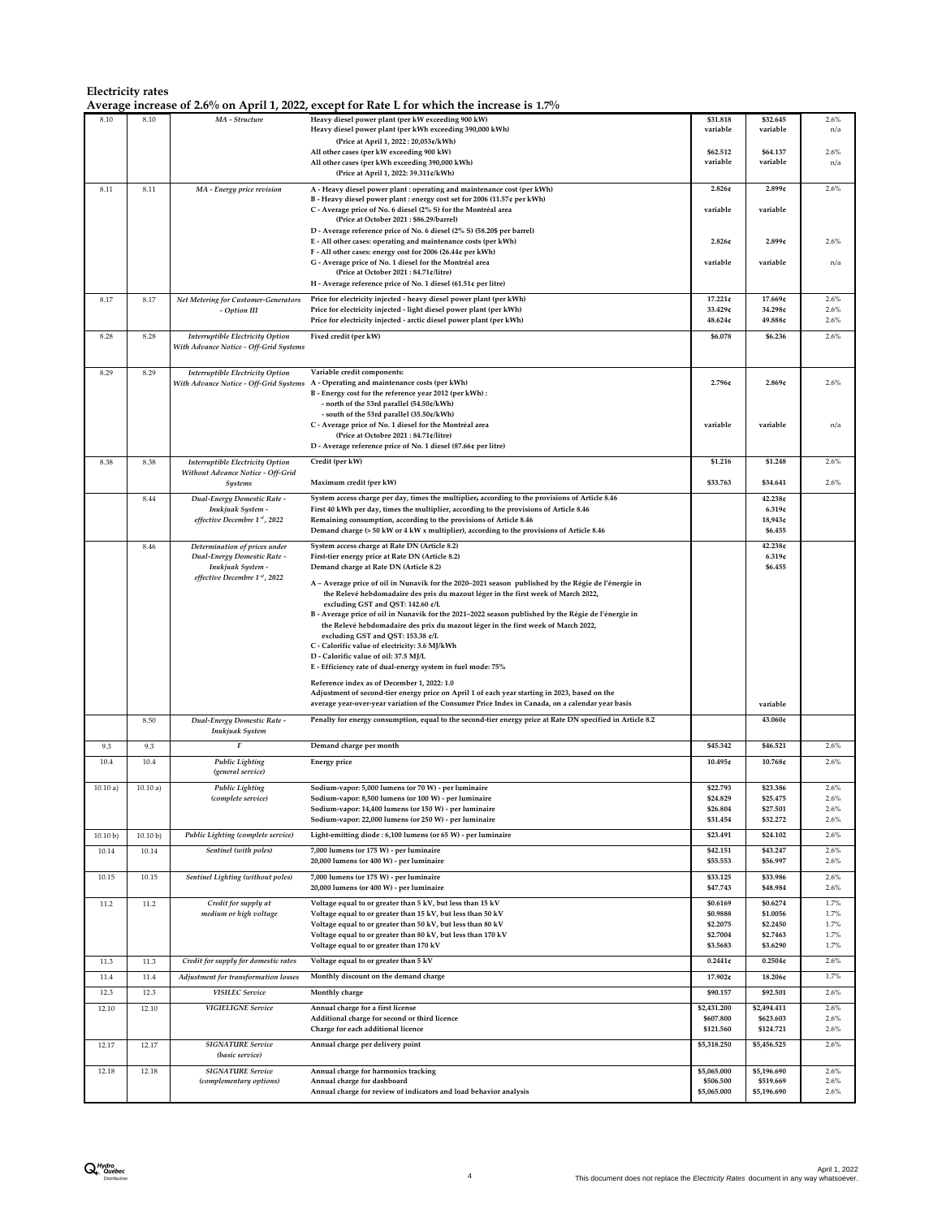**Electricity rates**
**Average increase of 2.6% on April 1, 2022, except for Rate L for which the increase is 1.7%**

| | | | | | | |
|---|---|---|---|---|---|---|
| 8.10 | 8.10 | *MA - Structure* | Heavy diesel power plant (per kW exceeding 900 kW) | $31.818 | $32.645 | 2.6% |
| | | | Heavy diesel power plant (per kWh exceeding 390,000 kWh) | variable | variable | n/a |
| | | | (Price at April 1, 2022 : 20,053¢/kWh) | | | |
| | | | All other cases (per kW exceeding 900 kW) | $62.512 | $64.137 | 2.6% |
| | | | All other cases (per kWh exceeding 390,000 kWh) | variable | variable | n/a |
| | | | (Price at April 1, 2022: 39.311¢/kWh) | | | |
| 8.11 | 8.11 | *MA - Energy price revision* | A - Heavy diesel power plant : operating and maintenance cost (per kWh) | 2.826¢ | 2.899¢ | 2.6% |
| | | | B - Heavy diesel power plant : energy cost set for 2006 (11.57¢ per kWh) | | | |
| | | | C - Average price of No. 6 diesel (2% S) for the Montréal area | variable | variable | |
| | | | (Price at October 2021 : $86.29/barrel) | | | |
| | | | D - Average reference price of No. 6 diesel (2% S) (58.20$ per barrel) | | | |
| | | | E - All other cases: operating and maintenance costs (per kWh) | 2.826¢ | 2.899¢ | 2.6% |
| | | | F - All other cases: energy cost for 2006 (26.44¢ per kWh) | | | |
| | | | G - Average price of No. 1 diesel for the Montréal area | variable | variable | n/a |
| | | | (Price at October 2021 : 84.71¢/litre) | | | |
| | | | H - Average reference price of No. 1 diesel (61.51¢ per litre) | | | |
| 8.17 | 8.17 | *Net Metering for Customer-Generators - Option III* | Price for electricity injected - heavy diesel power plant (per kWh) | 17.221¢ | 17.669¢ | 2.6% |
| | | | Price for electricity injected - light diesel power plant (per kWh) | 33.429¢ | 34.298¢ | 2.6% |
| | | | Price for electricity injected - arctic diesel power plant (per kWh) | 48.624¢ | 49.888¢ | 2.6% |
| 8.28 | 8.28 | *Interruptible Electricity Option With Advance Notice - Off-Grid Systems* | Fixed credit (per kW) | $6.078 | $6.236 | 2.6% |
| 8.29 | 8.29 | *Interruptible Electricity Option With Advance Notice - Off-Grid Systems* | Variable credit components: | | | |
| | | | A - Operating and maintenance costs (per kWh) | 2.796¢ | 2.869¢ | 2.6% |
| | | | B - Energy cost for the reference year 2012 (per kWh) : | | | |
| | | | - north of the 53rd parallel (54.50¢/kWh) | | | |
| | | | - south of the 53rd parallel (35.50¢/kWh) | | | |
| | | | C - Average price of No. 1 diesel for the Montréal area | variable | variable | n/a |
| | | | (Price at Octobre 2021 : 84.71¢/litre) | | | |
| | | | D - Average reference price of No. 1 diesel (87.66¢ per litre) | | | |
| 8.38 | 8.38 | *Interruptible Electricity Option Without Advance Notice - Off-Grid Systems* | Credit (per kW) | $1.216 | $1.248 | 2.6% |
| | | | Maximum credit (per kW) | $33.763 | $34.641 | 2.6% |
| | 8.44 | *Dual-Energy Domestic Rate - Inukjuak System - effective Decembre 1st, 2022* | System access charge per day, times the multiplier, according to the provisions of Article 8.46 | | 42.238¢ | |
| | | | First 40 kWh per day, times the multiplier, according to the provisions of Article 8.46 | | 6.319¢ | |
| | | | Remaining consumption, according to the provisions of Article 8.46 | | 18,943¢ | |
| | | | Demand charge (> 50 kW or 4 kW x multiplier), according to the provisions of Article 8.46 | | $6.455 | |
| | 8.46 | *Determination of prices under Dual-Energy Domestic Rate - Inukjuak System - effective Decembre 1st, 2022* | System access charge at Rate DN (Article 8.2) | | 42.238¢ | |
| | | | First-tier energy price at Rate DN (Article 8.2) | | 6.319¢ | |
| | | | Demand charge at Rate DN (Article 8.2) | | $6.455 | |
| | | | A – Average price of oil in Nunavik for the 2020–2021 season published by the Régie de l'énergie in the Relevé hebdomadaire des prix du mazout léger in the first week of March 2022, excluding GST and QST: 142.60 ¢/L | | | |
| | | | B - Average price of oil in Nunavik for the 2021–2022 season published by the Régie de l'énergie in the Relevé hebdomadaire des prix du mazout léger in the first week of March 2022, excluding GST and QST: 153.38 ¢/L | | | |
| | | | C - Calorific value of electricity: 3.6 MJ/kWh | | | |
| | | | D - Calorific value of oil: 37.5 MJ/L | | | |
| | | | E - Efficiency rate of dual-energy system in fuel mode: 75% | | | |
| | | | Reference index as of December 1, 2022: 1.0 | | | |
| | | | Adjustment of second-tier energy price on April 1 of each year starting in 2023, based on the average year-over-year variation of the Consumer Price Index in Canada, on a calendar year basis | | variable | |
| | 8.50 | *Dual-Energy Domestic Rate - Inukjuak System* | Penalty for energy consumption, equal to the second-tier energy price at Rate DN specified in Article 8.2 | | 43.060¢ | |
| 9.3 | 9.3 | *F* | Demand charge per month | $45.342 | $46.521 | 2.6% |
| 10.4 | 10.4 | *Public Lighting (general service)* | Energy price | 10.495¢ | 10.768¢ | 2.6% |
| 10.10 a) | 10.10 a) | *Public Lighting (complete service)* | Sodium-vapor: 5,000 lumens (or 70 W) - per luminaire | $22.793 | $23.386 | 2.6% |
| | | | Sodium-vapor: 8,500 lumens (or 100 W) - per luminaire | $24.829 | $25.475 | 2.6% |
| | | | Sodium-vapor: 14,400 lumens (or 150 W) - per luminaire | $26.804 | $27.501 | 2.6% |
| | | | Sodium-vapor: 22,000 lumens (or 250 W) - per luminaire | $31.454 | $32.272 | 2.6% |
| 10.10 b) | 10.10 b) | *Public Lighting (complete service)* | Light-emitting diode : 6,100 lumens (or 65 W) - per luminaire | $23.491 | $24.102 | 2.6% |
| 10.14 | 10.14 | *Sentinel (with poles)* | 7,000 lumens (or 175 W) - per luminaire | $42.151 | $43.247 | 2.6% |
| | | | 20,000 lumens (or 400 W) - per luminaire | $55.553 | $56.997 | 2.6% |
| 10.15 | 10.15 | *Sentinel Lighting (without poles)* | 7,000 lumens (or 175 W) - per luminaire | $33.125 | $33.986 | 2.6% |
| | | | 20,000 lumens (or 400 W) - per luminaire | $47.743 | $48.984 | 2.6% |
| 11.2 | 11.2 | *Credit for supply at medium or high voltage* | Voltage equal to or greater than 5 kV, but less than 15 kV | $0.6169 | $0.6274 | 1.7% |
| | | | Voltage equal to or greater than 15 kV, but less than 50 kV | $0.9888 | $1.0056 | 1.7% |
| | | | Voltage equal to or greater than 50 kV, but less than 80 kV | $2.2075 | $2.2450 | 1.7% |
| | | | Voltage equal to or greater than 80 kV, but less than 170 kV | $2.7004 | $2.7463 | 1.7% |
| | | | Voltage equal to or greater than 170 kV | $3.5683 | $3.6290 | 1.7% |
| 11.3 | 11.3 | *Credit for supply for domestic rates* | Voltage equal to or greater than 5 kV | 0.2441¢ | 0.2504¢ | 2.6% |
| 11.4 | 11.4 | *Adjustment for transformation losses* | Monthly discount on the demand charge | 17.902¢ | 18.206¢ | 1.7% |
| 12.3 | 12.3 | *VISILEC Service* | Monthly charge | $90.157 | $92.501 | 2.6% |
| 12.10 | 12.10 | *VIGIELIGNE Service* | Annual charge for a first license | $2,431.200 | $2,494.411 | 2.6% |
| | | | Additional charge for second or third licence | $607.800 | $623.603 | 2.6% |
| | | | Charge for each additional licence | $121.560 | $124.721 | 2.6% |
| 12.17 | 12.17 | *SIGNATURE Service (basic service)* | Annual charge per delivery point | $5,318.250 | $5,456.525 | 2.6% |
| 12.18 | 12.18 | *SIGNATURE Service (complementary options)* | Annual charge for harmonics tracking | $5,065.000 | $5,196.690 | 2.6% |
| | | | Annual charge for dashboard | $506.500 | $519.669 | 2.6% |
| | | | Annual charge for review of indicators and load behavior analysis | $5,065.000 | $5,196.690 | 2.6% |

April 1, 2022
This document does not replace the *Electricity Rates* document in any way whatsoever.